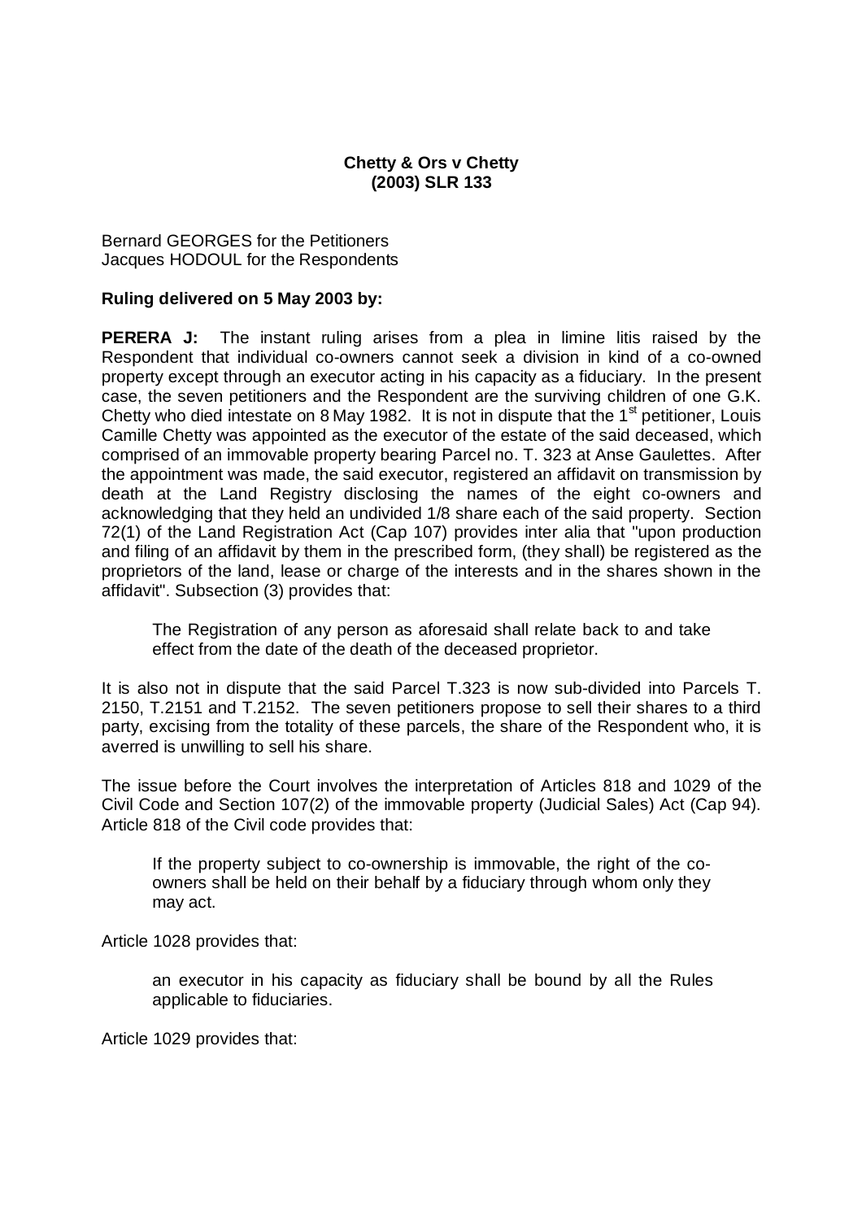**Chetty & Ors v Chetty**
**(2003) SLR 133**

Bernard GEORGES for the Petitioners
Jacques HODOUL for the Respondents

**Ruling delivered on 5 May 2003 by:**

**PERERA J:** The instant ruling arises from a plea in limine litis raised by the Respondent that individual co-owners cannot seek a division in kind of a co-owned property except through an executor acting in his capacity as a fiduciary. In the present case, the seven petitioners and the Respondent are the surviving children of one G.K. Chetty who died intestate on 8 May 1982. It is not in dispute that the 1st petitioner, Louis Camille Chetty was appointed as the executor of the estate of the said deceased, which comprised of an immovable property bearing Parcel no. T. 323 at Anse Gaulettes. After the appointment was made, the said executor, registered an affidavit on transmission by death at the Land Registry disclosing the names of the eight co-owners and acknowledging that they held an undivided 1/8 share each of the said property. Section 72(1) of the Land Registration Act (Cap 107) provides inter alia that "upon production and filing of an affidavit by them in the prescribed form, (they shall) be registered as the proprietors of the land, lease or charge of the interests and in the shares shown in the affidavit". Subsection (3) provides that:

> The Registration of any person as aforesaid shall relate back to and take effect from the date of the death of the deceased proprietor.

It is also not in dispute that the said Parcel T.323 is now sub-divided into Parcels T. 2150, T.2151 and T.2152. The seven petitioners propose to sell their shares to a third party, excising from the totality of these parcels, the share of the Respondent who, it is averred is unwilling to sell his share.

The issue before the Court involves the interpretation of Articles 818 and 1029 of the Civil Code and Section 107(2) of the immovable property (Judicial Sales) Act (Cap 94). Article 818 of the Civil code provides that:

> If the property subject to co-ownership is immovable, the right of the co-owners shall be held on their behalf by a fiduciary through whom only they may act.

Article 1028 provides that:

> an executor in his capacity as fiduciary shall be bound by all the Rules applicable to fiduciaries.

Article 1029 provides that: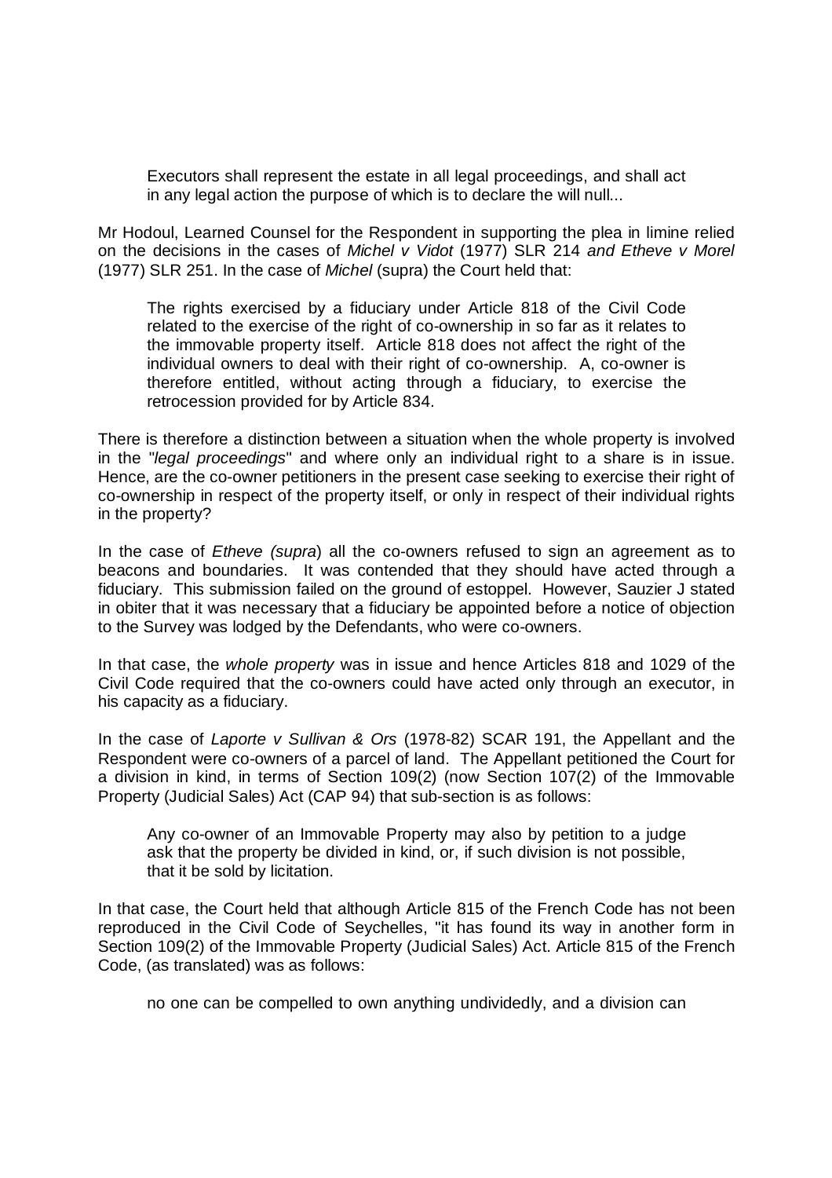> Executors shall represent the estate in all legal proceedings, and shall act in any legal action the purpose of which is to declare the will null...

Mr Hodoul, Learned Counsel for the Respondent in supporting the plea in limine relied on the decisions in the cases of *Michel v Vidot* (1977) SLR 214 *and Etheve v Morel* (1977) SLR 251. In the case of *Michel* (supra) the Court held that:

> The rights exercised by a fiduciary under Article 818 of the Civil Code related to the exercise of the right of co-ownership in so far as it relates to the immovable property itself. Article 818 does not affect the right of the individual owners to deal with their right of co-ownership. A, co-owner is therefore entitled, without acting through a fiduciary, to exercise the retrocession provided for by Article 834.

There is therefore a distinction between a situation when the whole property is involved in the "*legal proceedings*" and where only an individual right to a share is in issue. Hence, are the co-owner petitioners in the present case seeking to exercise their right of co-ownership in respect of the property itself, or only in respect of their individual rights in the property?

In the case of *Etheve (supra*) all the co-owners refused to sign an agreement as to beacons and boundaries. It was contended that they should have acted through a fiduciary. This submission failed on the ground of estoppel. However, Sauzier J stated in obiter that it was necessary that a fiduciary be appointed before a notice of objection to the Survey was lodged by the Defendants, who were co-owners.

In that case, the *whole property* was in issue and hence Articles 818 and 1029 of the Civil Code required that the co-owners could have acted only through an executor, in his capacity as a fiduciary.

In the case of *Laporte v Sullivan & Ors* (1978-82) SCAR 191, the Appellant and the Respondent were co-owners of a parcel of land. The Appellant petitioned the Court for a division in kind, in terms of Section 109(2) (now Section 107(2) of the Immovable Property (Judicial Sales) Act (CAP 94) that sub-section is as follows:

> Any co-owner of an Immovable Property may also by petition to a judge ask that the property be divided in kind, or, if such division is not possible, that it be sold by licitation.

In that case, the Court held that although Article 815 of the French Code has not been reproduced in the Civil Code of Seychelles, "it has found its way in another form in Section 109(2) of the Immovable Property (Judicial Sales) Act. Article 815 of the French Code, (as translated) was as follows:

> no one can be compelled to own anything undividedly, and a division can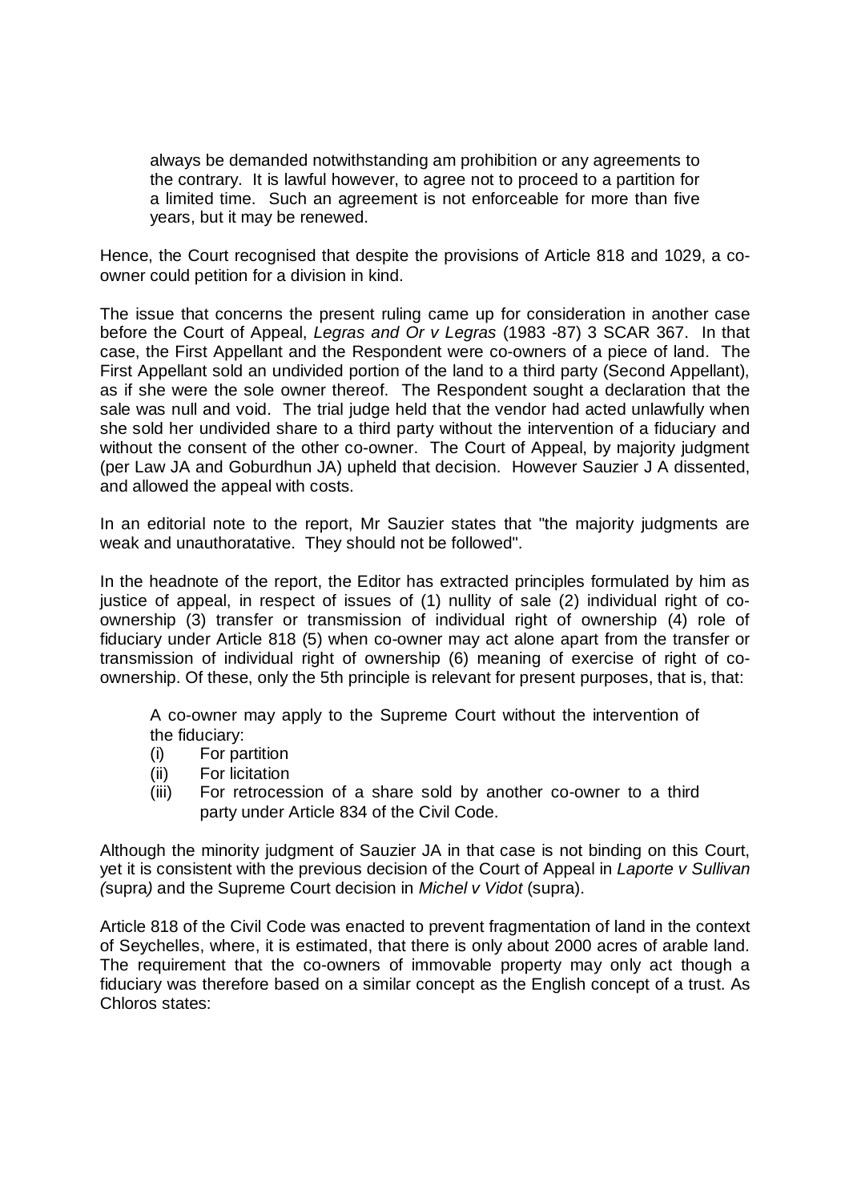> always be demanded notwithstanding am prohibition or any agreements to the contrary. It is lawful however, to agree not to proceed to a partition for a limited time. Such an agreement is not enforceable for more than five years, but it may be renewed.

Hence, the Court recognised that despite the provisions of Article 818 and 1029, a co-owner could petition for a division in kind.

The issue that concerns the present ruling came up for consideration in another case before the Court of Appeal, *Legras and Or v Legras* (1983 -87) 3 SCAR 367. In that case, the First Appellant and the Respondent were co-owners of a piece of land. The First Appellant sold an undivided portion of the land to a third party (Second Appellant), as if she were the sole owner thereof. The Respondent sought a declaration that the sale was null and void. The trial judge held that the vendor had acted unlawfully when she sold her undivided share to a third party without the intervention of a fiduciary and without the consent of the other co-owner. The Court of Appeal, by majority judgment (per Law JA and Goburdhun JA) upheld that decision. However Sauzier J A dissented, and allowed the appeal with costs.

In an editorial note to the report, Mr Sauzier states that "the majority judgments are weak and unauthoratative. They should not be followed".

In the headnote of the report, the Editor has extracted principles formulated by him as justice of appeal, in respect of issues of (1) nullity of sale (2) individual right of co-ownership (3) transfer or transmission of individual right of ownership (4) role of fiduciary under Article 818 (5) when co-owner may act alone apart from the transfer or transmission of individual right of ownership (6) meaning of exercise of right of co-ownership. Of these, only the 5th principle is relevant for present purposes, that is, that:

> A co-owner may apply to the Supreme Court without the intervention of the fiduciary:
> (i) For partition
> (ii) For licitation
> (iii) For retrocession of a share sold by another co-owner to a third party under Article 834 of the Civil Code.

Although the minority judgment of Sauzier JA in that case is not binding on this Court, yet it is consistent with the previous decision of the Court of Appeal in *Laporte v Sullivan (*supra*)* and the Supreme Court decision in *Michel v Vidot* (supra).

Article 818 of the Civil Code was enacted to prevent fragmentation of land in the context of Seychelles, where, it is estimated, that there is only about 2000 acres of arable land. The requirement that the co-owners of immovable property may only act though a fiduciary was therefore based on a similar concept as the English concept of a trust. As Chloros states: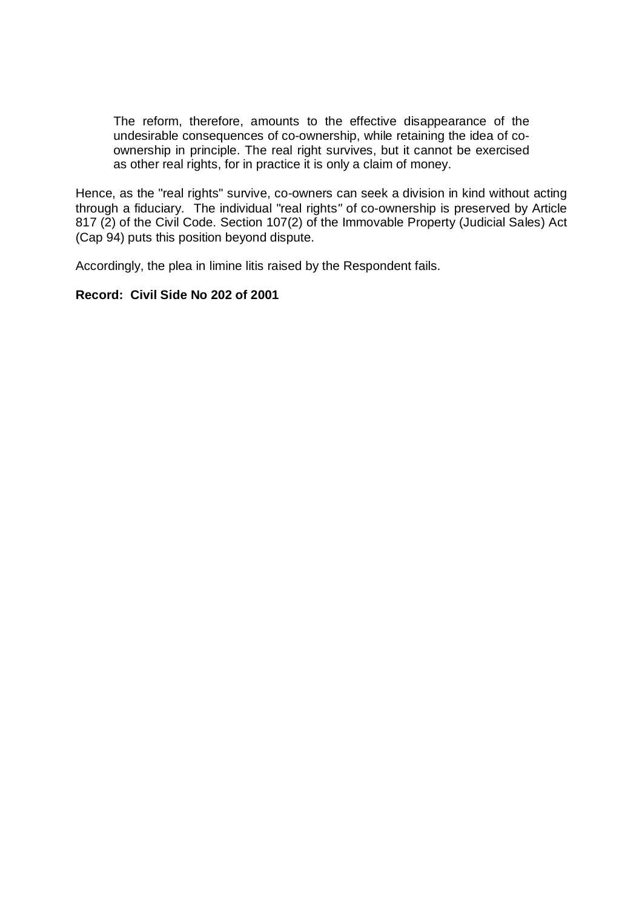> The reform, therefore, amounts to the effective disappearance of the undesirable consequences of co-ownership, while retaining the idea of co-ownership in principle. The real right survives, but it cannot be exercised as other real rights, for in practice it is only a claim of money.

Hence, as the "real rights" survive, co-owners can seek a division in kind without acting through a fiduciary. The individual "real rights" of co-ownership is preserved by Article 817 (2) of the Civil Code. Section 107(2) of the Immovable Property (Judicial Sales) Act (Cap 94) puts this position beyond dispute.

Accordingly, the plea in limine litis raised by the Respondent fails.

**Record: Civil Side No 202 of 2001**